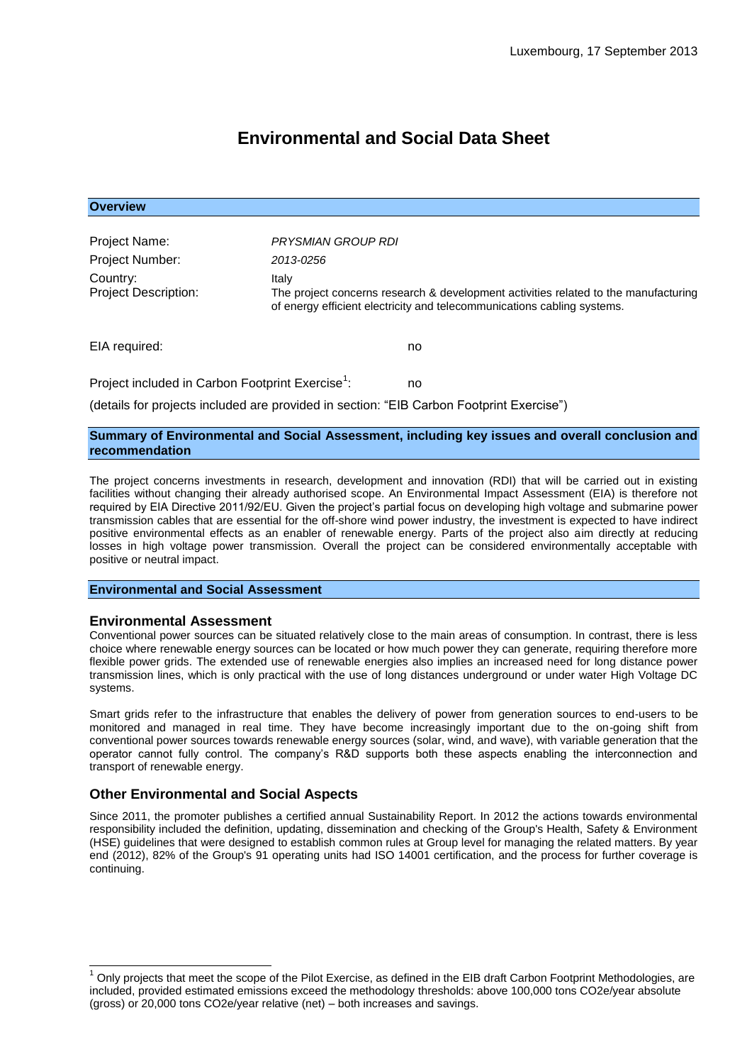Luxembourg, 17 September 2013

# Environmental and Social Data Sheet

## Overview

| | |
|---|---|
| Project Name: | *PRYSMIAN GROUP RDI* |
| Project Number: | *2013-0256* |
| Country: | Italy |
| Project Description: | The project concerns research & development activities related to the manufacturing of energy efficient electricity and telecommunications cabling systems. |

EIA required: no

Project included in Carbon Footprint Exercise[1]: no

(details for projects included are provided in section: "EIB Carbon Footprint Exercise")

## Summary of Environmental and Social Assessment, including key issues and overall conclusion and recommendation

The project concerns investments in research, development and innovation (RDI) that will be carried out in existing facilities without changing their already authorised scope. An Environmental Impact Assessment (EIA) is therefore not required by EIA Directive 2011/92/EU. Given the project's partial focus on developing high voltage and submarine power transmission cables that are essential for the off-shore wind power industry, the investment is expected to have indirect positive environmental effects as an enabler of renewable energy. Parts of the project also aim directly at reducing losses in high voltage power transmission. Overall the project can be considered environmentally acceptable with positive or neutral impact.

## Environmental and Social Assessment

### Environmental Assessment

Conventional power sources can be situated relatively close to the main areas of consumption. In contrast, there is less choice where renewable energy sources can be located or how much power they can generate, requiring therefore more flexible power grids. The extended use of renewable energies also implies an increased need for long distance power transmission lines, which is only practical with the use of long distances underground or under water High Voltage DC systems.

Smart grids refer to the infrastructure that enables the delivery of power from generation sources to end-users to be monitored and managed in real time. They have become increasingly important due to the on-going shift from conventional power sources towards renewable energy sources (solar, wind, and wave), with variable generation that the operator cannot fully control. The company's R&D supports both these aspects enabling the interconnection and transport of renewable energy.

### Other Environmental and Social Aspects

Since 2011, the promoter publishes a certified annual Sustainability Report. In 2012 the actions towards environmental responsibility included the definition, updating, dissemination and checking of the Group's Health, Safety & Environment (HSE) guidelines that were designed to establish common rules at Group level for managing the related matters. By year end (2012), 82% of the Group's 91 operating units had ISO 14001 certification, and the process for further coverage is continuing.

---

[1] Only projects that meet the scope of the Pilot Exercise, as defined in the EIB draft Carbon Footprint Methodologies, are included, provided estimated emissions exceed the methodology thresholds: above 100,000 tons CO2e/year absolute (gross) or 20,000 tons CO2e/year relative (net) – both increases and savings.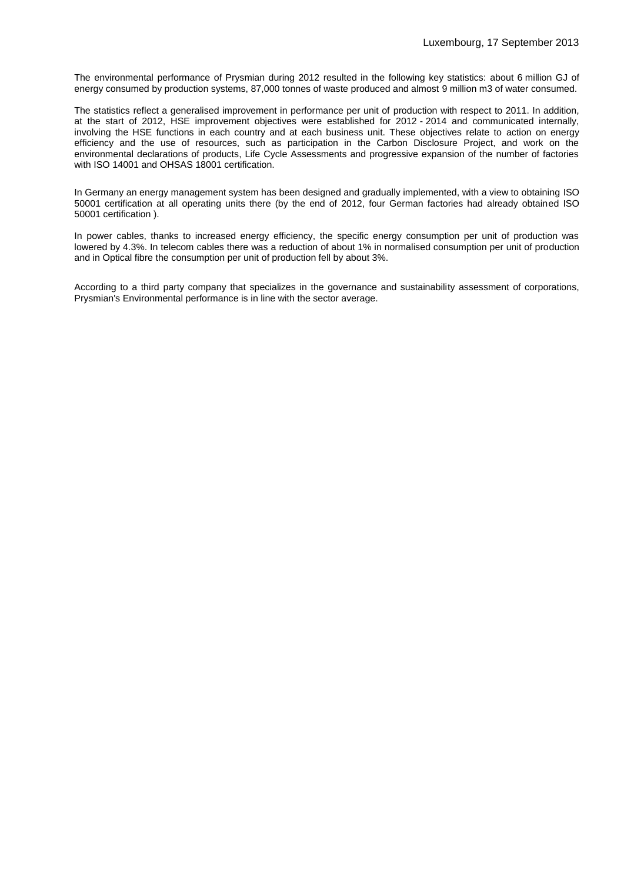Luxembourg, 17 September 2013

The environmental performance of Prysmian during 2012 resulted in the following key statistics: about 6 million GJ of energy consumed by production systems, 87,000 tonnes of waste produced and almost 9 million m3 of water consumed.

The statistics reflect a generalised improvement in performance per unit of production with respect to 2011. In addition, at the start of 2012, HSE improvement objectives were established for 2012 - 2014 and communicated internally, involving the HSE functions in each country and at each business unit. These objectives relate to action on energy efficiency and the use of resources, such as participation in the Carbon Disclosure Project, and work on the environmental declarations of products, Life Cycle Assessments and progressive expansion of the number of factories with ISO 14001 and OHSAS 18001 certification.

In Germany an energy management system has been designed and gradually implemented, with a view to obtaining ISO 50001 certification at all operating units there (by the end of 2012, four German factories had already obtained ISO 50001 certification ).

In power cables, thanks to increased energy efficiency, the specific energy consumption per unit of production was lowered by 4.3%. In telecom cables there was a reduction of about 1% in normalised consumption per unit of production and in Optical fibre the consumption per unit of production fell by about 3%.

According to a third party company that specializes in the governance and sustainability assessment of corporations, Prysmian's Environmental performance is in line with the sector average.